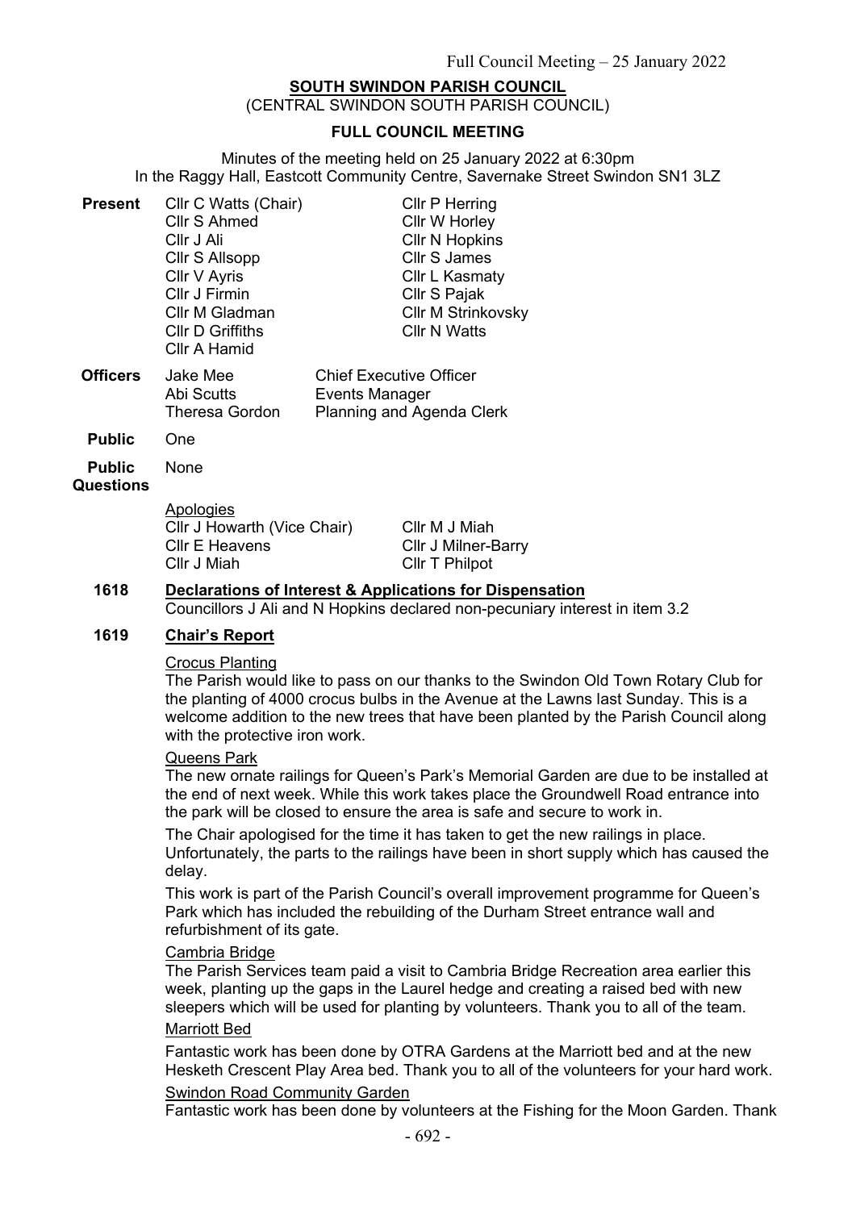**SOUTH SWINDON PARISH COUNCIL**
(CENTRAL SWINDON SOUTH PARISH COUNCIL)

**FULL COUNCIL MEETING**

Minutes of the meeting held on 25 January 2022 at 6:30pm
In the Raggy Hall, Eastcott Community Centre, Savernake Street Swindon SN1 3LZ

**Present**

| | |
|---|---|
| Cllr C Watts (Chair) | Cllr P Herring |
| Cllr S Ahmed | Cllr W Horley |
| Cllr J Ali | Cllr N Hopkins |
| Cllr S Allsopp | Cllr S James |
| Cllr V Ayris | Cllr L Kasmaty |
| Cllr J Firmin | Cllr S Pajak |
| Cllr M Gladman | Cllr M Strinkovsky |
| Cllr D Griffiths | Cllr N Watts |
| Cllr A Hamid | |

**Officers**

| | |
|---|---|
| Jake Mee | Chief Executive Officer |
| Abi Scutts | Events Manager |
| Theresa Gordon | Planning and Agenda Clerk |

**Public** One

**Public Questions** None

Apologies

| | |
|---|---|
| Cllr J Howarth (Vice Chair) | Cllr M J Miah |
| Cllr E Heavens | Cllr J Milner-Barry |
| Cllr J Miah | Cllr T Philpot |

## 1618 Declarations of Interest & Applications for Dispensation

Councillors J Ali and N Hopkins declared non-pecuniary interest in item 3.2

## 1619 Chair's Report

Crocus Planting

The Parish would like to pass on our thanks to the Swindon Old Town Rotary Club for the planting of 4000 crocus bulbs in the Avenue at the Lawns last Sunday. This is a welcome addition to the new trees that have been planted by the Parish Council along with the protective iron work.

Queens Park

The new ornate railings for Queen's Park's Memorial Garden are due to be installed at the end of next week. While this work takes place the Groundwell Road entrance into the park will be closed to ensure the area is safe and secure to work in.

The Chair apologised for the time it has taken to get the new railings in place. Unfortunately, the parts to the railings have been in short supply which has caused the delay.

This work is part of the Parish Council's overall improvement programme for Queen's Park which has included the rebuilding of the Durham Street entrance wall and refurbishment of its gate.

Cambria Bridge

The Parish Services team paid a visit to Cambria Bridge Recreation area earlier this week, planting up the gaps in the Laurel hedge and creating a raised bed with new sleepers which will be used for planting by volunteers. Thank you to all of the team.

Marriott Bed

Fantastic work has been done by OTRA Gardens at the Marriott bed and at the new Hesketh Crescent Play Area bed. Thank you to all of the volunteers for your hard work.

Swindon Road Community Garden

Fantastic work has been done by volunteers at the Fishing for the Moon Garden. Thank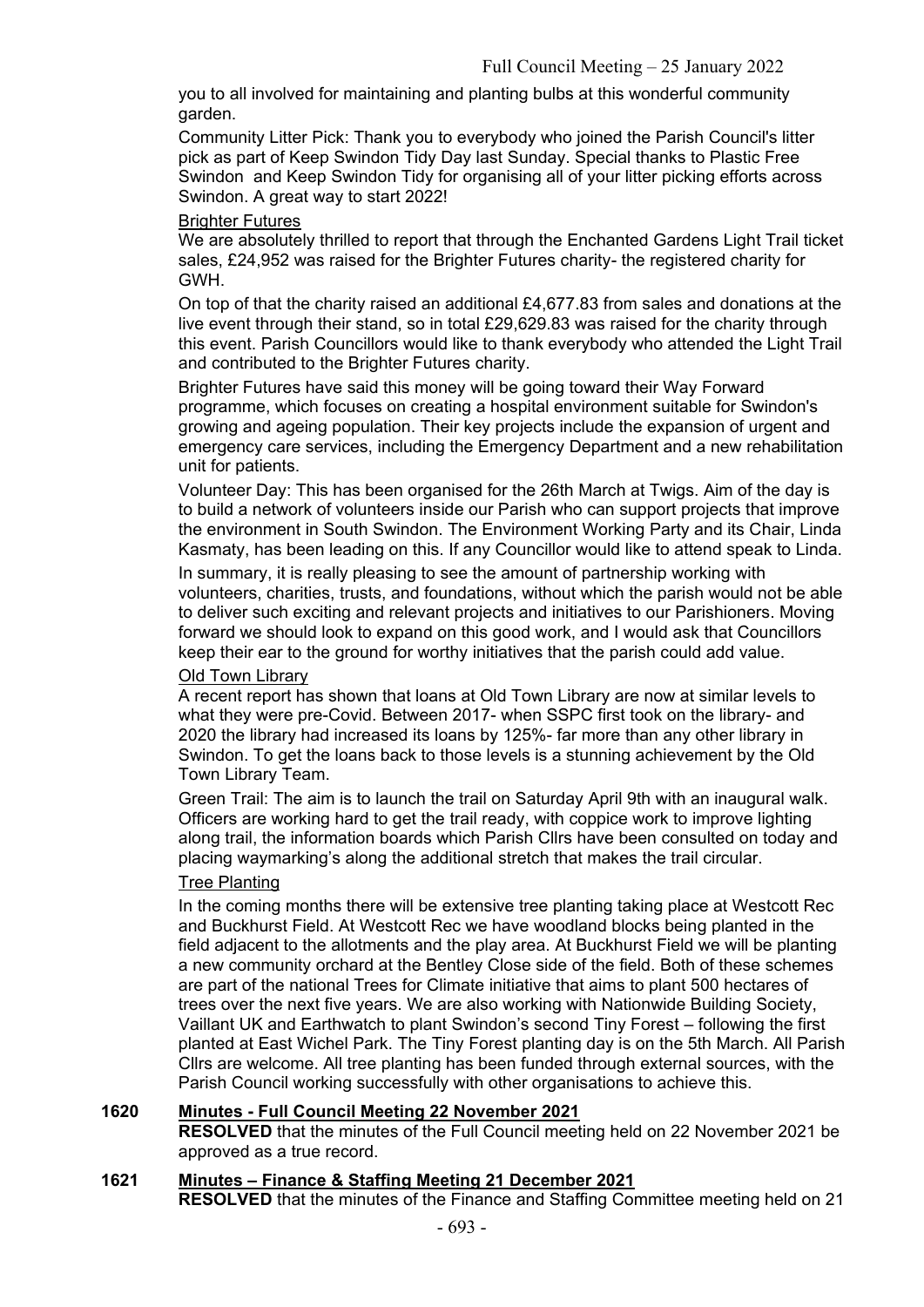you to all involved for maintaining and planting bulbs at this wonderful community garden.

Community Litter Pick: Thank you to everybody who joined the Parish Council's litter pick as part of Keep Swindon Tidy Day last Sunday. Special thanks to Plastic Free Swindon and Keep Swindon Tidy for organising all of your litter picking efforts across Swindon. A great way to start 2022!

Brighter Futures

We are absolutely thrilled to report that through the Enchanted Gardens Light Trail ticket sales, £24,952 was raised for the Brighter Futures charity- the registered charity for GWH.

On top of that the charity raised an additional £4,677.83 from sales and donations at the live event through their stand, so in total £29,629.83 was raised for the charity through this event. Parish Councillors would like to thank everybody who attended the Light Trail and contributed to the Brighter Futures charity.

Brighter Futures have said this money will be going toward their Way Forward programme, which focuses on creating a hospital environment suitable for Swindon's growing and ageing population. Their key projects include the expansion of urgent and emergency care services, including the Emergency Department and a new rehabilitation unit for patients.

Volunteer Day: This has been organised for the 26th March at Twigs. Aim of the day is to build a network of volunteers inside our Parish who can support projects that improve the environment in South Swindon. The Environment Working Party and its Chair, Linda Kasmaty, has been leading on this. If any Councillor would like to attend speak to Linda.

In summary, it is really pleasing to see the amount of partnership working with volunteers, charities, trusts, and foundations, without which the parish would not be able to deliver such exciting and relevant projects and initiatives to our Parishioners. Moving forward we should look to expand on this good work, and I would ask that Councillors keep their ear to the ground for worthy initiatives that the parish could add value.

Old Town Library

A recent report has shown that loans at Old Town Library are now at similar levels to what they were pre-Covid. Between 2017- when SSPC first took on the library- and 2020 the library had increased its loans by 125%- far more than any other library in Swindon. To get the loans back to those levels is a stunning achievement by the Old Town Library Team.

Green Trail: The aim is to launch the trail on Saturday April 9th with an inaugural walk. Officers are working hard to get the trail ready, with coppice work to improve lighting along trail, the information boards which Parish Cllrs have been consulted on today and placing waymarking's along the additional stretch that makes the trail circular.

Tree Planting

In the coming months there will be extensive tree planting taking place at Westcott Rec and Buckhurst Field. At Westcott Rec we have woodland blocks being planted in the field adjacent to the allotments and the play area. At Buckhurst Field we will be planting a new community orchard at the Bentley Close side of the field. Both of these schemes are part of the national Trees for Climate initiative that aims to plant 500 hectares of trees over the next five years. We are also working with Nationwide Building Society, Vaillant UK and Earthwatch to plant Swindon's second Tiny Forest – following the first planted at East Wichel Park. The Tiny Forest planting day is on the 5th March. All Parish Cllrs are welcome. All tree planting has been funded through external sources, with the Parish Council working successfully with other organisations to achieve this.

**1620 Minutes - Full Council Meeting 22 November 2021**

**RESOLVED** that the minutes of the Full Council meeting held on 22 November 2021 be approved as a true record.

**1621 Minutes – Finance & Staffing Meeting 21 December 2021**

**RESOLVED** that the minutes of the Finance and Staffing Committee meeting held on 21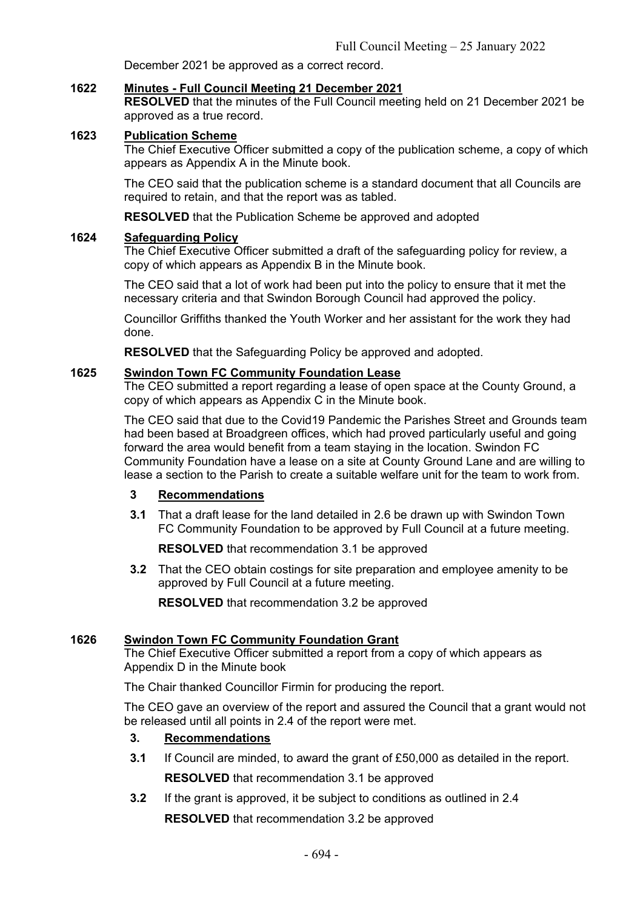December 2021 be approved as a correct record.

**1622 Minutes - Full Council Meeting 21 December 2021**

**RESOLVED** that the minutes of the Full Council meeting held on 21 December 2021 be approved as a true record.

**1623 Publication Scheme**

The Chief Executive Officer submitted a copy of the publication scheme, a copy of which appears as Appendix A in the Minute book.

The CEO said that the publication scheme is a standard document that all Councils are required to retain, and that the report was as tabled.

**RESOLVED** that the Publication Scheme be approved and adopted

**1624 Safeguarding Policy**

The Chief Executive Officer submitted a draft of the safeguarding policy for review, a copy of which appears as Appendix B in the Minute book.

The CEO said that a lot of work had been put into the policy to ensure that it met the necessary criteria and that Swindon Borough Council had approved the policy.

Councillor Griffiths thanked the Youth Worker and her assistant for the work they had done.

**RESOLVED** that the Safeguarding Policy be approved and adopted.

**1625 Swindon Town FC Community Foundation Lease**

The CEO submitted a report regarding a lease of open space at the County Ground, a copy of which appears as Appendix C in the Minute book.

The CEO said that due to the Covid19 Pandemic the Parishes Street and Grounds team had been based at Broadgreen offices, which had proved particularly useful and going forward the area would benefit from a team staying in the location. Swindon FC Community Foundation have a lease on a site at County Ground Lane and are willing to lease a section to the Parish to create a suitable welfare unit for the team to work from.

**3 Recommendations**

**3.1** That a draft lease for the land detailed in 2.6 be drawn up with Swindon Town FC Community Foundation to be approved by Full Council at a future meeting.

**RESOLVED** that recommendation 3.1 be approved

**3.2** That the CEO obtain costings for site preparation and employee amenity to be approved by Full Council at a future meeting.

**RESOLVED** that recommendation 3.2 be approved

**1626 Swindon Town FC Community Foundation Grant**

The Chief Executive Officer submitted a report from a copy of which appears as Appendix D in the Minute book

The Chair thanked Councillor Firmin for producing the report.

The CEO gave an overview of the report and assured the Council that a grant would not be released until all points in 2.4 of the report were met.

**3. Recommendations**

**3.1** If Council are minded, to award the grant of £50,000 as detailed in the report.

**RESOLVED** that recommendation 3.1 be approved

**3.2** If the grant is approved, it be subject to conditions as outlined in 2.4

**RESOLVED** that recommendation 3.2 be approved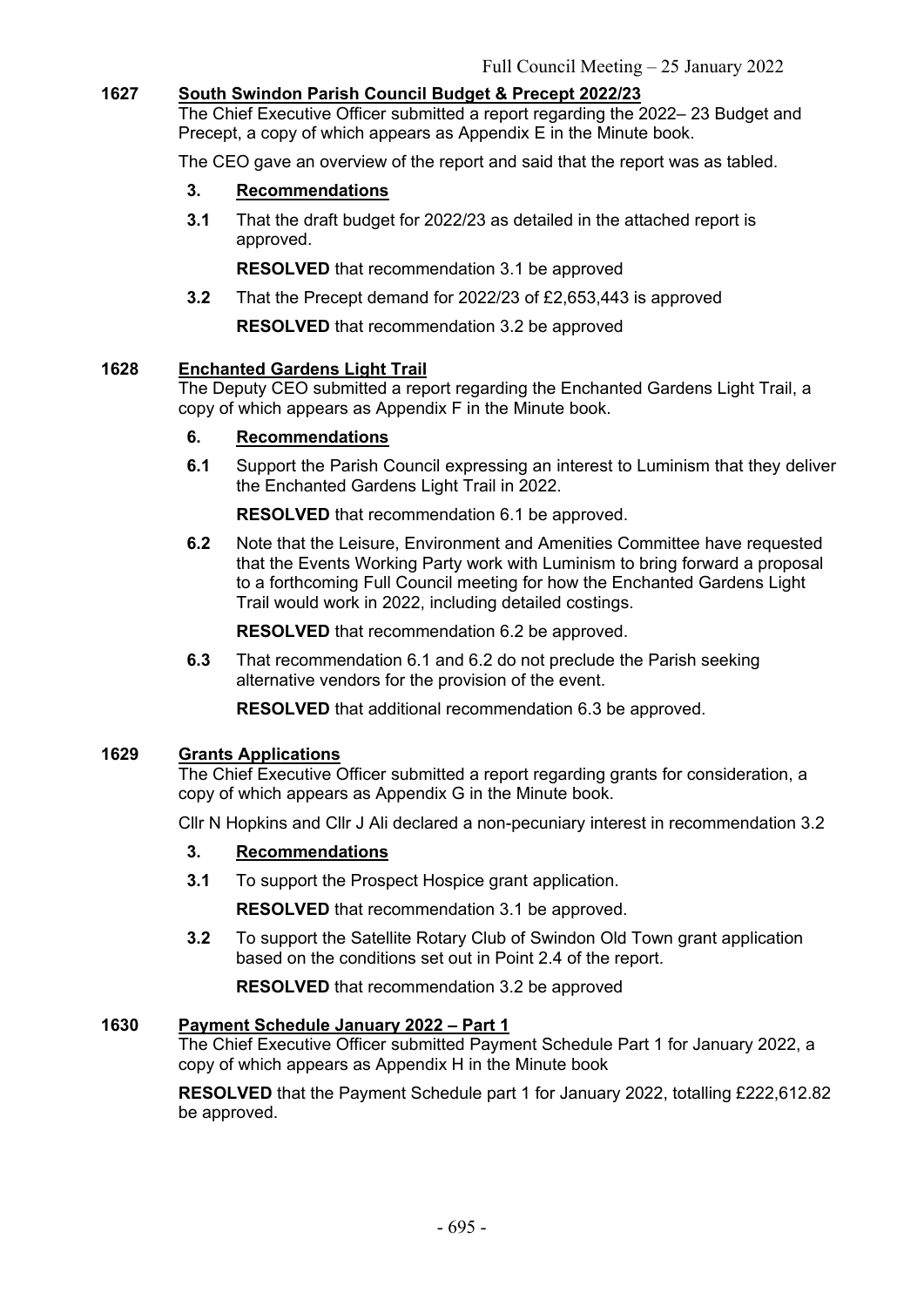## 1627 South Swindon Parish Council Budget & Precept 2022/23

The Chief Executive Officer submitted a report regarding the 2022– 23 Budget and Precept, a copy of which appears as Appendix E in the Minute book.

The CEO gave an overview of the report and said that the report was as tabled.

**3. Recommendations**

**3.1** That the draft budget for 2022/23 as detailed in the attached report is approved.

**RESOLVED** that recommendation 3.1 be approved

**3.2** That the Precept demand for 2022/23 of £2,653,443 is approved

**RESOLVED** that recommendation 3.2 be approved

## 1628 Enchanted Gardens Light Trail

The Deputy CEO submitted a report regarding the Enchanted Gardens Light Trail, a copy of which appears as Appendix F in the Minute book.

**6. Recommendations**

**6.1** Support the Parish Council expressing an interest to Luminism that they deliver the Enchanted Gardens Light Trail in 2022.

**RESOLVED** that recommendation 6.1 be approved.

**6.2** Note that the Leisure, Environment and Amenities Committee have requested that the Events Working Party work with Luminism to bring forward a proposal to a forthcoming Full Council meeting for how the Enchanted Gardens Light Trail would work in 2022, including detailed costings.

**RESOLVED** that recommendation 6.2 be approved.

**6.3** That recommendation 6.1 and 6.2 do not preclude the Parish seeking alternative vendors for the provision of the event.

**RESOLVED** that additional recommendation 6.3 be approved.

## 1629 Grants Applications

The Chief Executive Officer submitted a report regarding grants for consideration, a copy of which appears as Appendix G in the Minute book.

Cllr N Hopkins and Cllr J Ali declared a non-pecuniary interest in recommendation 3.2

**3. Recommendations**

**3.1** To support the Prospect Hospice grant application.

**RESOLVED** that recommendation 3.1 be approved.

**3.2** To support the Satellite Rotary Club of Swindon Old Town grant application based on the conditions set out in Point 2.4 of the report.

**RESOLVED** that recommendation 3.2 be approved

## 1630 Payment Schedule January 2022 – Part 1

The Chief Executive Officer submitted Payment Schedule Part 1 for January 2022, a copy of which appears as Appendix H in the Minute book

**RESOLVED** that the Payment Schedule part 1 for January 2022, totalling £222,612.82 be approved.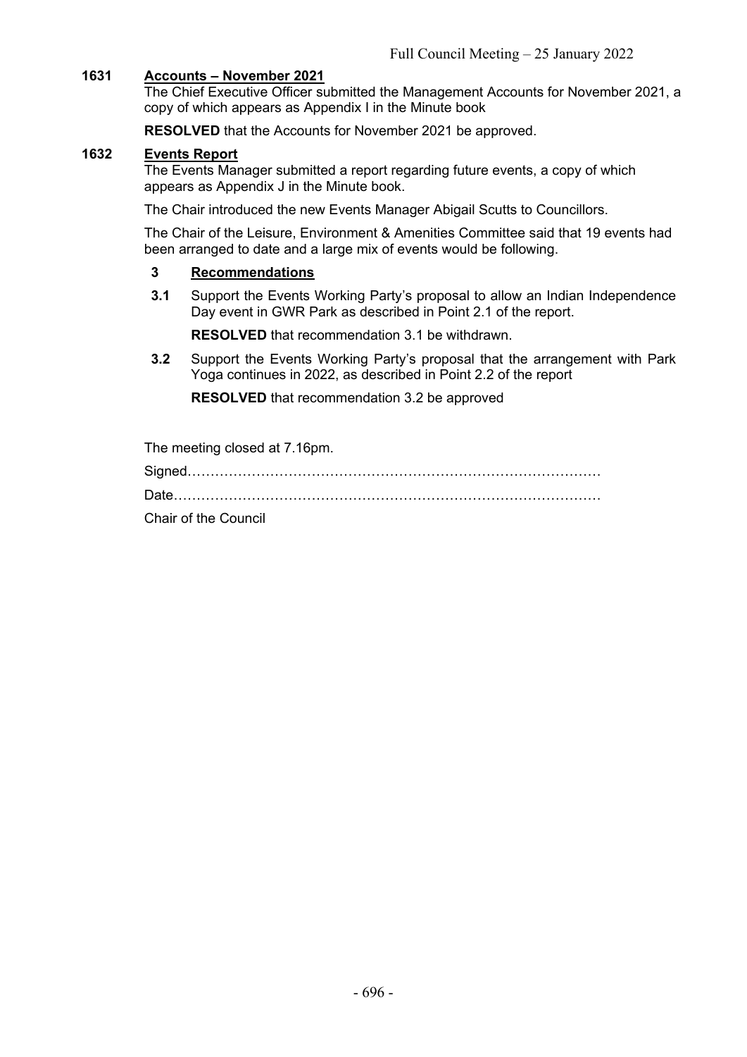### 1631 Accounts – November 2021

The Chief Executive Officer submitted the Management Accounts for November 2021, a copy of which appears as Appendix I in the Minute book

**RESOLVED** that the Accounts for November 2021 be approved.

### 1632 Events Report

The Events Manager submitted a report regarding future events, a copy of which appears as Appendix J in the Minute book.

The Chair introduced the new Events Manager Abigail Scutts to Councillors.

The Chair of the Leisure, Environment & Amenities Committee said that 19 events had been arranged to date and a large mix of events would be following.

#### 3 Recommendations

**3.1** Support the Events Working Party's proposal to allow an Indian Independence Day event in GWR Park as described in Point 2.1 of the report.

**RESOLVED** that recommendation 3.1 be withdrawn.

**3.2** Support the Events Working Party's proposal that the arrangement with Park Yoga continues in 2022, as described in Point 2.2 of the report

**RESOLVED** that recommendation 3.2 be approved

The meeting closed at 7.16pm.

Signed………………………………………………………………………………

Date…………………………………………………………………………………

Chair of the Council